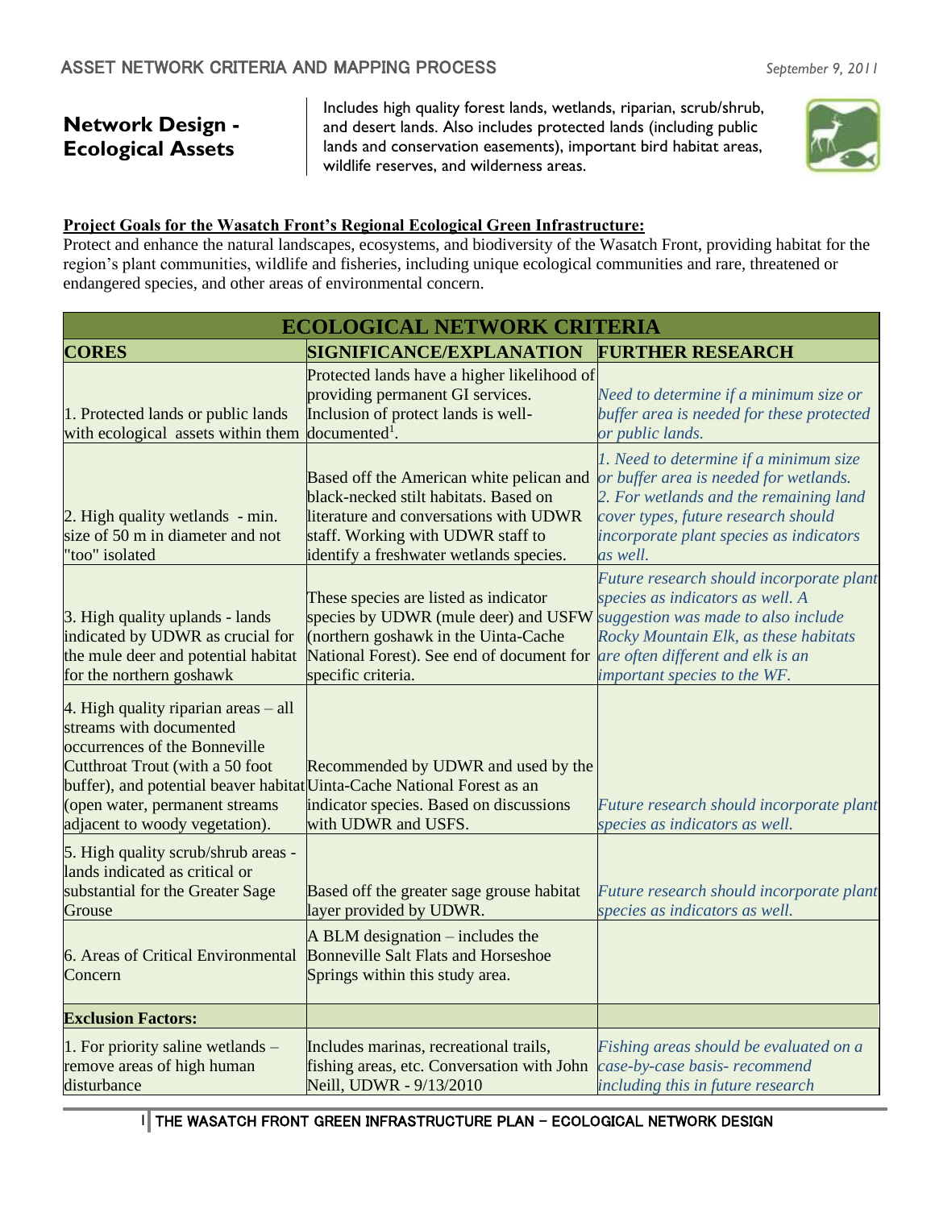## Network Design - Ecological Assets

Includes high quality forest lands, wetlands, riparian, scrub/shrub, and desert lands. Also includes protected lands (including public lands and conservation easements), important bird habitat areas, wildlife reserves, and wilderness areas.

**Project Goals for the Wasatch Front's Regional Ecological Green Infrastructure:**
Protect and enhance the natural landscapes, ecosystems, and biodiversity of the Wasatch Front, providing habitat for the region's plant communities, wildlife and fisheries, including unique ecological communities and rare, threatened or endangered species, and other areas of environmental concern.

| ECOLOGICAL NETWORK CRITERIA | | |
|---|---|---|
| **CORES** | **SIGNIFICANCE/EXPLANATION** | **FURTHER RESEARCH** |
| 1. Protected lands or public lands with ecological assets within them | Protected lands have a higher likelihood of providing permanent GI services. Inclusion of protect lands is well-documented[1]. | *Need to determine if a minimum size or buffer area is needed for these protected or public lands.* |
| 2. High quality wetlands - min. size of 50 m in diameter and not "too" isolated | Based off the American white pelican and black-necked stilt habitats. Based on literature and conversations with UDWR staff. Working with UDWR staff to identify a freshwater wetlands species. | *1. Need to determine if a minimum size or buffer area is needed for wetlands. 2. For wetlands and the remaining land cover types, future research should incorporate plant species as indicators as well.* |
| 3. High quality uplands - lands indicated by UDWR as crucial for the mule deer and potential habitat for the northern goshawk | These species are listed as indicator species by UDWR (mule deer) and USFW (northern goshawk in the Uinta-Cache National Forest). See end of document for specific criteria. | *Future research should incorporate plant species as indicators as well. A suggestion was made to also include Rocky Mountain Elk, as these habitats are often different and elk is an important species to the WF.* |
| 4. High quality riparian areas – all streams with documented occurrences of the Bonneville Cutthroat Trout (with a 50 foot buffer), and potential beaver habitat (open water, permanent streams adjacent to woody vegetation). | Recommended by UDWR and used by the Uinta-Cache National Forest as an indicator species. Based on discussions with UDWR and USFS. | *Future research should incorporate plant species as indicators as well.* |
| 5. High quality scrub/shrub areas - lands indicated as critical or substantial for the Greater Sage Grouse | Based off the greater sage grouse habitat layer provided by UDWR. | *Future research should incorporate plant species as indicators as well.* |
| 6. Areas of Critical Environmental Concern | A BLM designation – includes the Bonneville Salt Flats and Horseshoe Springs within this study area. | |
| **Exclusion Factors:** | | |
| 1. For priority saline wetlands – remove areas of high human disturbance | Includes marinas, recreational trails, fishing areas, etc. Conversation with John Neill, UDWR - 9/13/2010 | *Fishing areas should be evaluated on a case-by-case basis- recommend including this in future research* |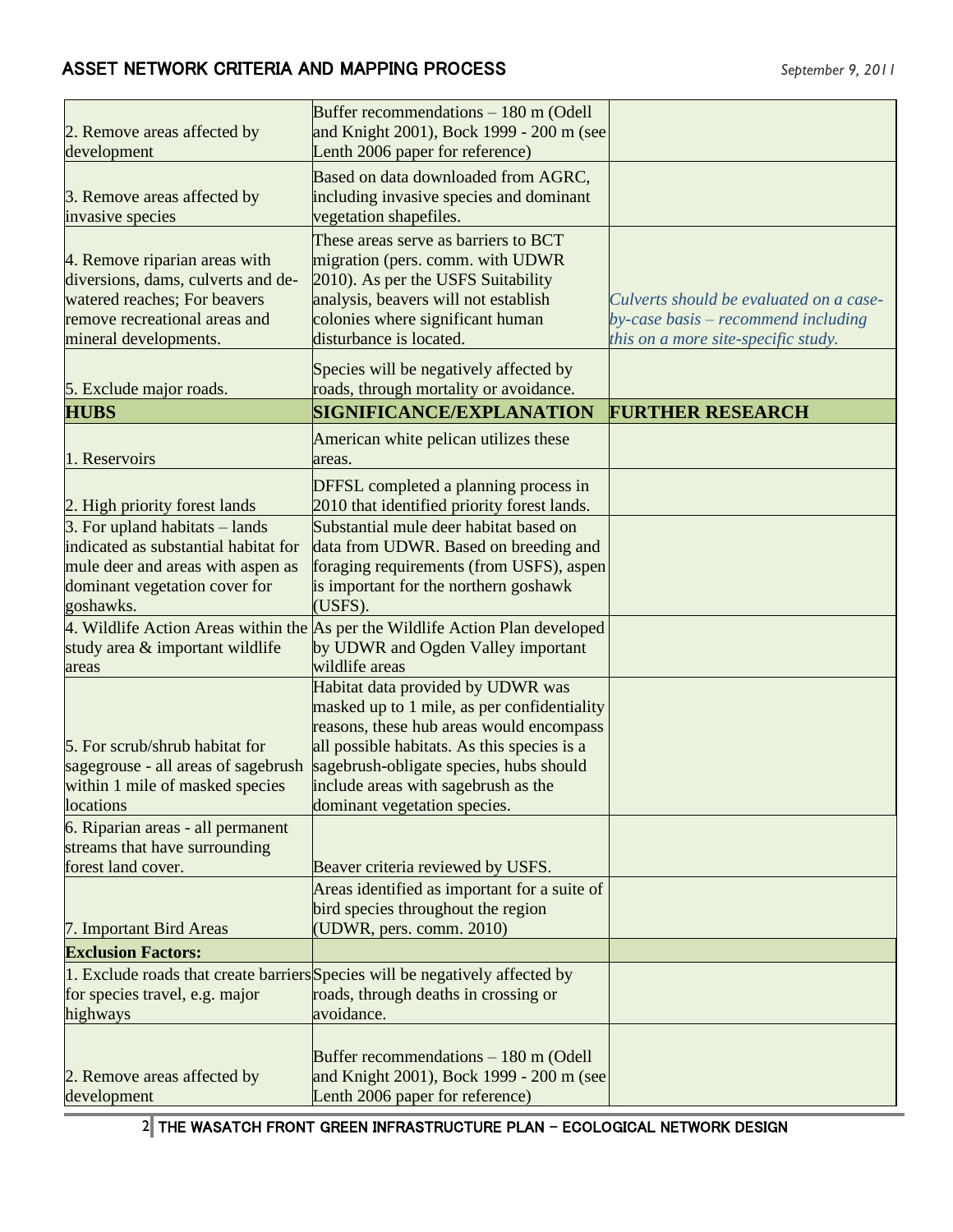| | | |
|---|---|---|
| 2. Remove areas affected by development | Buffer recommendations – 180 m (Odell and Knight 2001), Bock 1999 - 200 m (see Lenth 2006 paper for reference) | |
| 3. Remove areas affected by invasive species | Based on data downloaded from AGRC, including invasive species and dominant vegetation shapefiles. | |
| 4. Remove riparian areas with diversions, dams, culverts and de-watered reaches; For beavers remove recreational areas and mineral developments. | These areas serve as barriers to BCT migration (pers. comm. with UDWR 2010). As per the USFS Suitability analysis, beavers will not establish colonies where significant human disturbance is located. | *Culverts should be evaluated on a case-by-case basis – recommend including this on a more site-specific study.* |
| 5. Exclude major roads. | Species will be negatively affected by roads, through mortality or avoidance. | |
| **HUBS** | **SIGNIFICANCE/EXPLANATION** | **FURTHER RESEARCH** |
| 1. Reservoirs | American white pelican utilizes these areas. | |
| 2. High priority forest lands | DFFSL completed a planning process in 2010 that identified priority forest lands. | |
| 3. For upland habitats – lands indicated as substantial habitat for mule deer and areas with aspen as dominant vegetation cover for goshawks. | Substantial mule deer habitat based on data from UDWR. Based on breeding and foraging requirements (from USFS), aspen is important for the northern goshawk (USFS). | |
| 4. Wildlife Action Areas within the study area & important wildlife areas | As per the Wildlife Action Plan developed by UDWR and Ogden Valley important wildlife areas | |
| 5. For scrub/shrub habitat for sagegrouse - all areas of sagebrush within 1 mile of masked species locations | Habitat data provided by UDWR was masked up to 1 mile, as per confidentiality reasons, these hub areas would encompass all possible habitats. As this species is a sagebrush-obligate species, hubs should include areas with sagebrush as the dominant vegetation species. | |
| 6. Riparian areas - all permanent streams that have surrounding forest land cover. | Beaver criteria reviewed by USFS. | |
| 7. Important Bird Areas | Areas identified as important for a suite of bird species throughout the region (UDWR, pers. comm. 2010) | |
| **Exclusion Factors:** | | |
| 1. Exclude roads that create barriers for species travel, e.g. major highways | Species will be negatively affected by roads, through deaths in crossing or avoidance. | |
| 2. Remove areas affected by development | Buffer recommendations – 180 m (Odell and Knight 2001), Bock 1999 - 200 m (see Lenth 2006 paper for reference) | |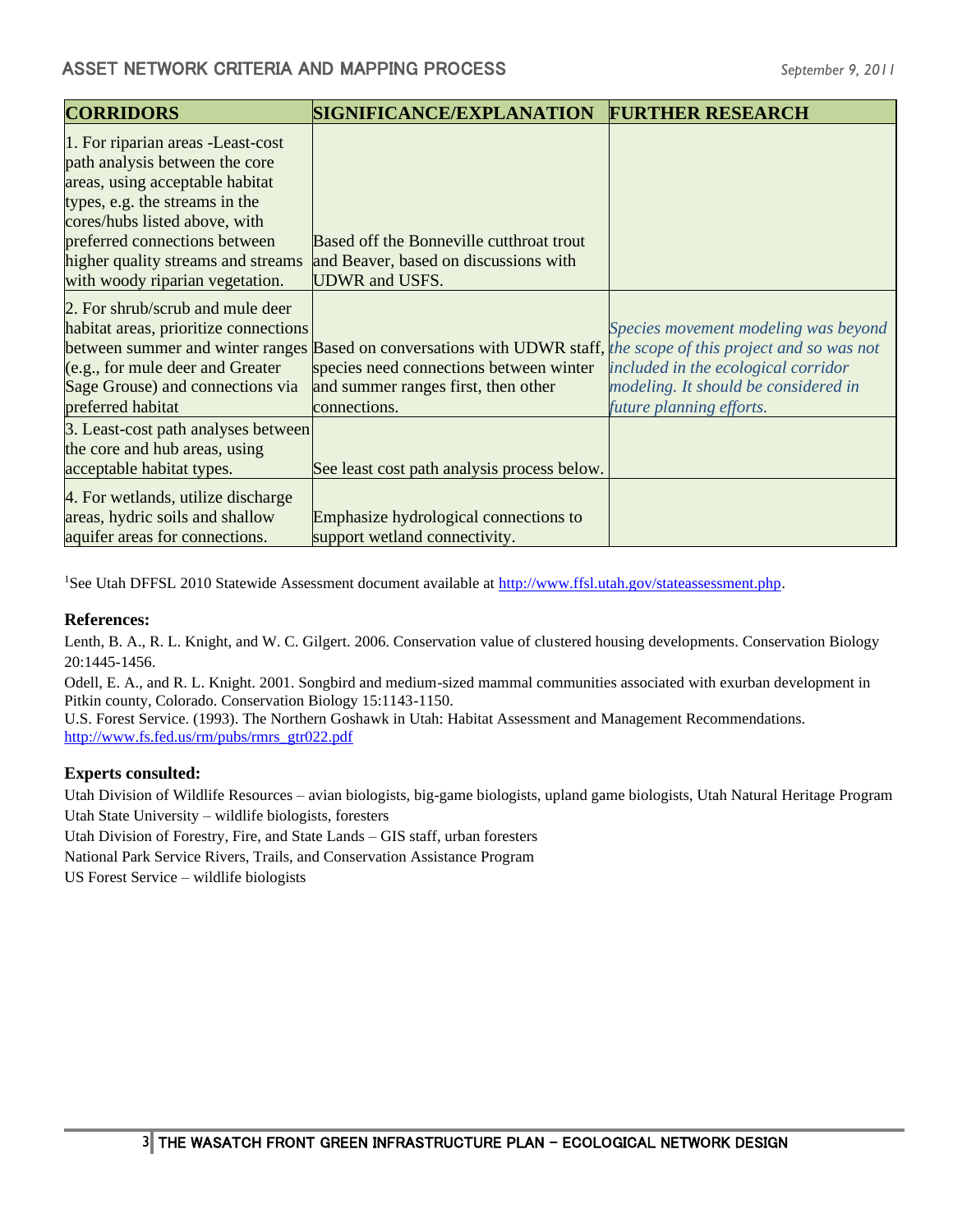| CORRIDORS | SIGNIFICANCE/EXPLANATION | FURTHER RESEARCH |
|---|---|---|
| 1. For riparian areas -Least-cost path analysis between the core areas, using acceptable habitat types, e.g. the streams in the cores/hubs listed above, with preferred connections between higher quality streams and streams with woody riparian vegetation. | Based off the Bonneville cutthroat trout and Beaver, based on discussions with UDWR and USFS. | |
| 2. For shrub/scrub and mule deer habitat areas, prioritize connections between summer and winter ranges (e.g., for mule deer and Greater Sage Grouse) and connections via preferred habitat | Based on conversations with UDWR staff, species need connections between winter and summer ranges first, then other connections. | *Species movement modeling was beyond the scope of this project and so was not included in the ecological corridor modeling. It should be considered in future planning efforts.* |
| 3. Least-cost path analyses between the core and hub areas, using acceptable habitat types. | See least cost path analysis process below. | |
| 4. For wetlands, utilize discharge areas, hydric soils and shallow aquifer areas for connections. | Emphasize hydrological connections to support wetland connectivity. | |

[1]See Utah DFFSL 2010 Statewide Assessment document available at http://www.ffsl.utah.gov/stateassessment.php.

**References:**

Lenth, B. A., R. L. Knight, and W. C. Gilgert. 2006. Conservation value of clustered housing developments. Conservation Biology 20:1445-1456.

Odell, E. A., and R. L. Knight. 2001. Songbird and medium-sized mammal communities associated with exurban development in Pitkin county, Colorado. Conservation Biology 15:1143-1150.

U.S. Forest Service. (1993). The Northern Goshawk in Utah: Habitat Assessment and Management Recommendations. http://www.fs.fed.us/rm/pubs/rmrs_gtr022.pdf

**Experts consulted:**

Utah Division of Wildlife Resources – avian biologists, big-game biologists, upland game biologists, Utah Natural Heritage Program

Utah State University – wildlife biologists, foresters

Utah Division of Forestry, Fire, and State Lands – GIS staff, urban foresters

National Park Service Rivers, Trails, and Conservation Assistance Program

US Forest Service – wildlife biologists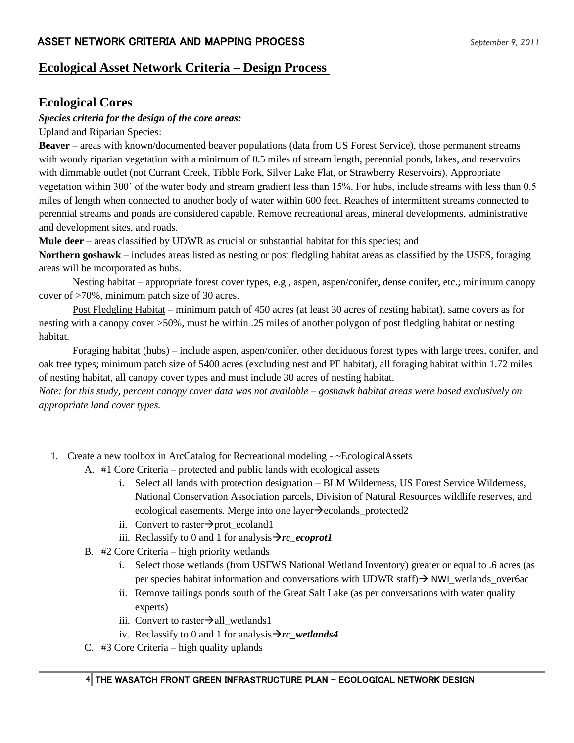## Ecological Asset Network Criteria – Design Process

## Ecological Cores

***Species criteria for the design of the core areas:***

Upland and Riparian Species:

**Beaver** – areas with known/documented beaver populations (data from US Forest Service), those permanent streams with woody riparian vegetation with a minimum of 0.5 miles of stream length, perennial ponds, lakes, and reservoirs with dimmable outlet (not Currant Creek, Tibble Fork, Silver Lake Flat, or Strawberry Reservoirs). Appropriate vegetation within 300' of the water body and stream gradient less than 15%. For hubs, include streams with less than 0.5 miles of length when connected to another body of water within 600 feet. Reaches of intermittent streams connected to perennial streams and ponds are considered capable. Remove recreational areas, mineral developments, administrative and development sites, and roads.

**Mule deer** – areas classified by UDWR as crucial or substantial habitat for this species; and

**Northern goshawk** – includes areas listed as nesting or post fledgling habitat areas as classified by the USFS, foraging areas will be incorporated as hubs.

Nesting habitat – appropriate forest cover types, e.g., aspen, aspen/conifer, dense conifer, etc.; minimum canopy cover of >70%, minimum patch size of 30 acres.

Post Fledgling Habitat – minimum patch of 450 acres (at least 30 acres of nesting habitat), same covers as for nesting with a canopy cover >50%, must be within .25 miles of another polygon of post fledgling habitat or nesting habitat.

Foraging habitat (hubs) – include aspen, aspen/conifer, other deciduous forest types with large trees, conifer, and oak tree types; minimum patch size of 5400 acres (excluding nest and PF habitat), all foraging habitat within 1.72 miles of nesting habitat, all canopy cover types and must include 30 acres of nesting habitat.

*Note: for this study, percent canopy cover data was not available – goshawk habitat areas were based exclusively on appropriate land cover types.*

1. Create a new toolbox in ArcCatalog for Recreational modeling - ~EcologicalAssets
   - A. #1 Core Criteria – protected and public lands with ecological assets
     - i. Select all lands with protection designation – BLM Wilderness, US Forest Service Wilderness, National Conservation Association parcels, Division of Natural Resources wildlife reserves, and ecological easements. Merge into one layer→ecolands_protected2
     - ii. Convert to raster→prot_ecoland1
     - iii. Reclassify to 0 and 1 for analysis→***rc_ecoprot1***
   - B. #2 Core Criteria – high priority wetlands
     - i. Select those wetlands (from USFWS National Wetland Inventory) greater or equal to .6 acres (as per species habitat information and conversations with UDWR staff)→ NWI_wetlands_over6ac
     - ii. Remove tailings ponds south of the Great Salt Lake (as per conversations with water quality experts)
     - iii. Convert to raster→all_wetlands1
     - iv. Reclassify to 0 and 1 for analysis→***rc_wetlands4***
   - C. #3 Core Criteria – high quality uplands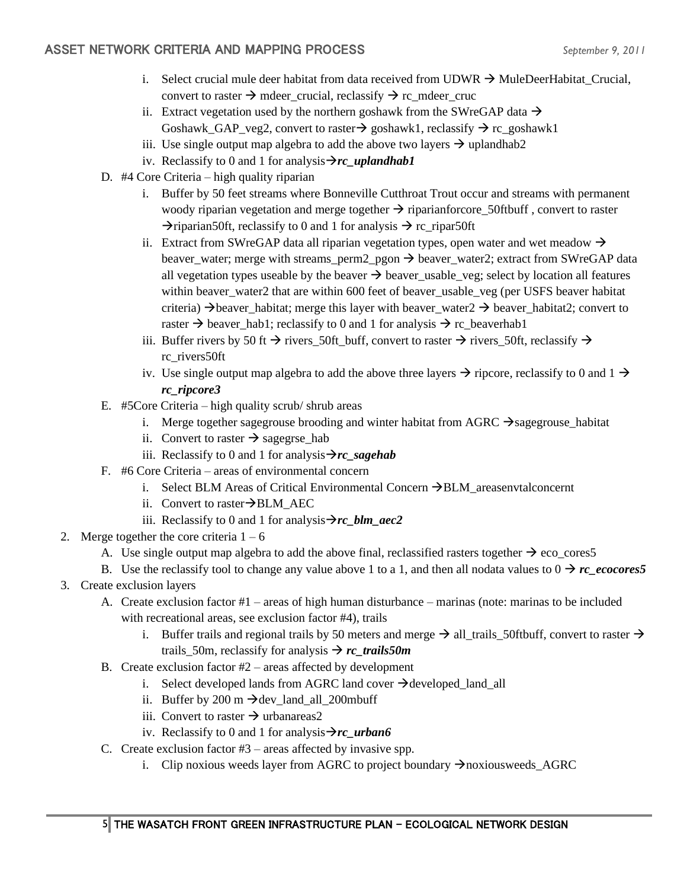i. Select crucial mule deer habitat from data received from UDWR → MuleDeerHabitat_Crucial, convert to raster → mdeer_crucial, reclassify → rc_mdeer_cruc
   ii. Extract vegetation used by the northern goshawk from the SWreGAP data → Goshawk_GAP_veg2, convert to raster→ goshawk1, reclassify → rc_goshawk1
   iii. Use single output map algebra to add the above two layers → uplandhab2
   iv. Reclassify to 0 and 1 for analysis→***rc_uplandhab1***

D. #4 Core Criteria – high quality riparian
   i. Buffer by 50 feet streams where Bonneville Cutthroat Trout occur and streams with permanent woody riparian vegetation and merge together → riparianforcore_50ftbuff , convert to raster →riparian50ft, reclassify to 0 and 1 for analysis → rc_ripar50ft
   ii. Extract from SWreGAP data all riparian vegetation types, open water and wet meadow → beaver_water; merge with streams_perm2_pgon → beaver_water2; extract from SWreGAP data all vegetation types useable by the beaver → beaver_usable_veg; select by location all features within beaver_water2 that are within 600 feet of beaver_usable_veg (per USFS beaver habitat criteria) →beaver_habitat; merge this layer with beaver_water2 → beaver_habitat2; convert to raster → beaver_hab1; reclassify to 0 and 1 for analysis → rc_beaverhab1
   iii. Buffer rivers by 50 ft → rivers_50ft_buff, convert to raster → rivers_50ft, reclassify → rc_rivers50ft
   iv. Use single output map algebra to add the above three layers → ripcore, reclassify to 0 and 1 → ***rc_ripcore3***

E. #5Core Criteria – high quality scrub/ shrub areas
   i. Merge together sagegrouse brooding and winter habitat from AGRC →sagegrouse_habitat
   ii. Convert to raster → sagegrse_hab
   iii. Reclassify to 0 and 1 for analysis→***rc_sagehab***

F. #6 Core Criteria – areas of environmental concern
   i. Select BLM Areas of Critical Environmental Concern →BLM_areasenvtalconcernt
   ii. Convert to raster→BLM_AEC
   iii. Reclassify to 0 and 1 for analysis→***rc_blm_aec2***

2. Merge together the core criteria 1 – 6
   A. Use single output map algebra to add the above final, reclassified rasters together → eco_cores5
   B. Use the reclassify tool to change any value above 1 to a 1, and then all nodata values to 0 → ***rc_ecocores5***

3. Create exclusion layers
   A. Create exclusion factor #1 – areas of high human disturbance – marinas (note: marinas to be included with recreational areas, see exclusion factor #4), trails
      i. Buffer trails and regional trails by 50 meters and merge → all_trails_50ftbuff, convert to raster → trails_50m, reclassify for analysis → ***rc_trails50m***
   B. Create exclusion factor #2 – areas affected by development
      i. Select developed lands from AGRC land cover →developed_land_all
      ii. Buffer by 200 m →dev_land_all_200mbuff
      iii. Convert to raster → urbanareas2
      iv. Reclassify to 0 and 1 for analysis→***rc_urban6***
   C. Create exclusion factor #3 – areas affected by invasive spp.
      i. Clip noxious weeds layer from AGRC to project boundary →noxiousweeds_AGRC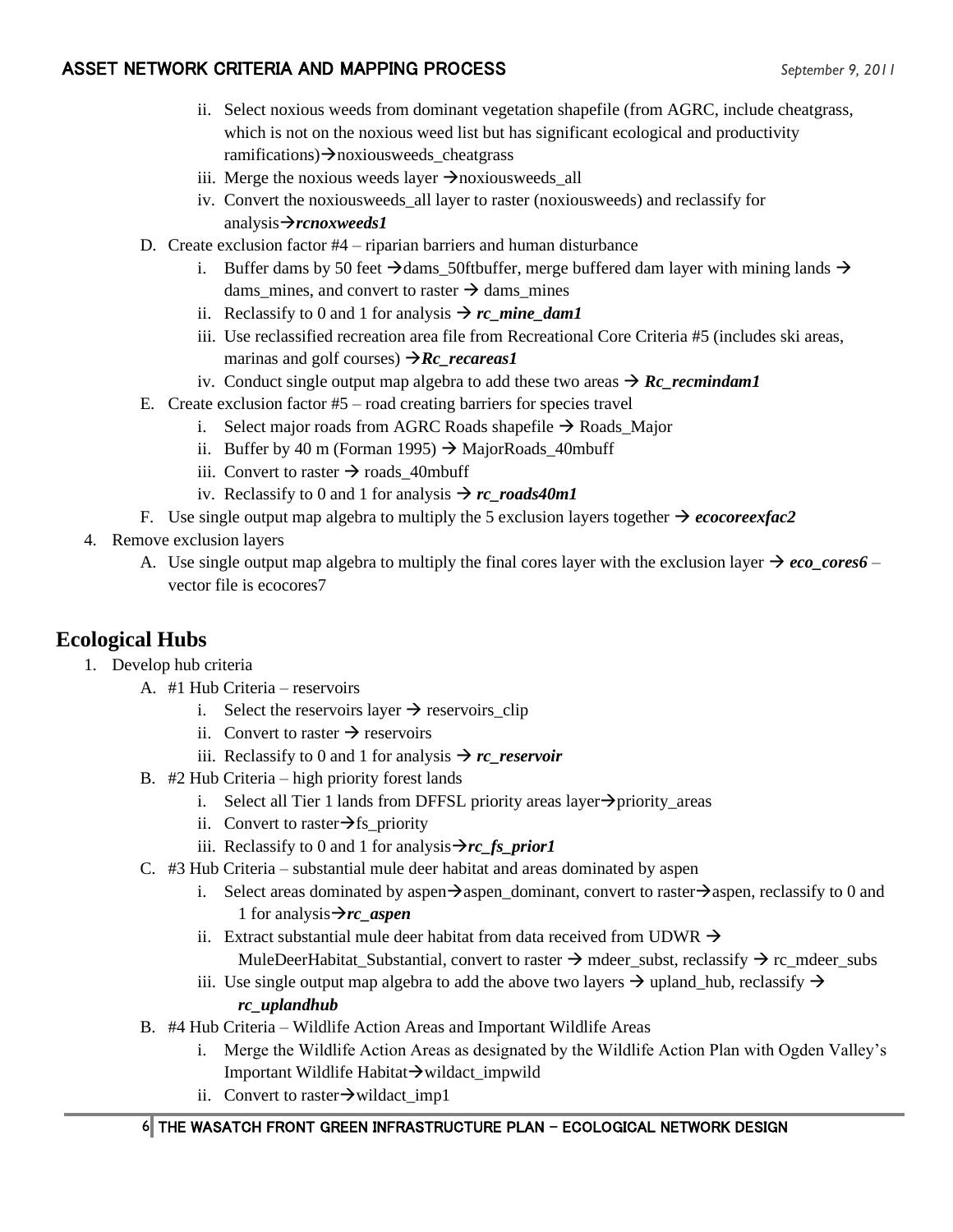ii. Select noxious weeds from dominant vegetation shapefile (from AGRC, include cheatgrass, which is not on the noxious weed list but has significant ecological and productivity ramifications)→noxiousweeds_cheatgrass

iii. Merge the noxious weeds layer →noxiousweeds_all

iv. Convert the noxiousweeds_all layer to raster (noxiousweeds) and reclassify for analysis→***rcnoxweeds1***

D. Create exclusion factor #4 – riparian barriers and human disturbance

i. Buffer dams by 50 feet →dams_50ftbuffer, merge buffered dam layer with mining lands → dams_mines, and convert to raster → dams_mines

ii. Reclassify to 0 and 1 for analysis → ***rc_mine_dam1***

iii. Use reclassified recreation area file from Recreational Core Criteria #5 (includes ski areas, marinas and golf courses) →***Rc_recareas1***

iv. Conduct single output map algebra to add these two areas → ***Rc_recmindam1***

E. Create exclusion factor #5 – road creating barriers for species travel

i. Select major roads from AGRC Roads shapefile → Roads_Major

ii. Buffer by 40 m (Forman 1995) → MajorRoads_40mbuff

iii. Convert to raster → roads_40mbuff

iv. Reclassify to 0 and 1 for analysis → ***rc_roads40m1***

F. Use single output map algebra to multiply the 5 exclusion layers together → ***ecocoreexfac2***

4. Remove exclusion layers

A. Use single output map algebra to multiply the final cores layer with the exclusion layer → ***eco_cores6*** – vector file is ecocores7

## Ecological Hubs

1. Develop hub criteria

A. #1 Hub Criteria – reservoirs

i. Select the reservoirs layer → reservoirs_clip

ii. Convert to raster → reservoirs

iii. Reclassify to 0 and 1 for analysis → ***rc_reservoir***

B. #2 Hub Criteria – high priority forest lands

i. Select all Tier 1 lands from DFFSL priority areas layer→priority_areas

ii. Convert to raster→fs_priority

iii. Reclassify to 0 and 1 for analysis→***rc_fs_prior1***

C. #3 Hub Criteria – substantial mule deer habitat and areas dominated by aspen

i. Select areas dominated by aspen→aspen_dominant, convert to raster→aspen, reclassify to 0 and 1 for analysis→***rc_aspen***

ii. Extract substantial mule deer habitat from data received from UDWR → MuleDeerHabitat_Substantial, convert to raster → mdeer_subst, reclassify → rc_mdeer_subs

iii. Use single output map algebra to add the above two layers → upland_hub, reclassify → ***rc_uplandhub***

B. #4 Hub Criteria – Wildlife Action Areas and Important Wildlife Areas

i. Merge the Wildlife Action Areas as designated by the Wildlife Action Plan with Ogden Valley's Important Wildlife Habitat→wildact_impwild

ii. Convert to raster→wildact_imp1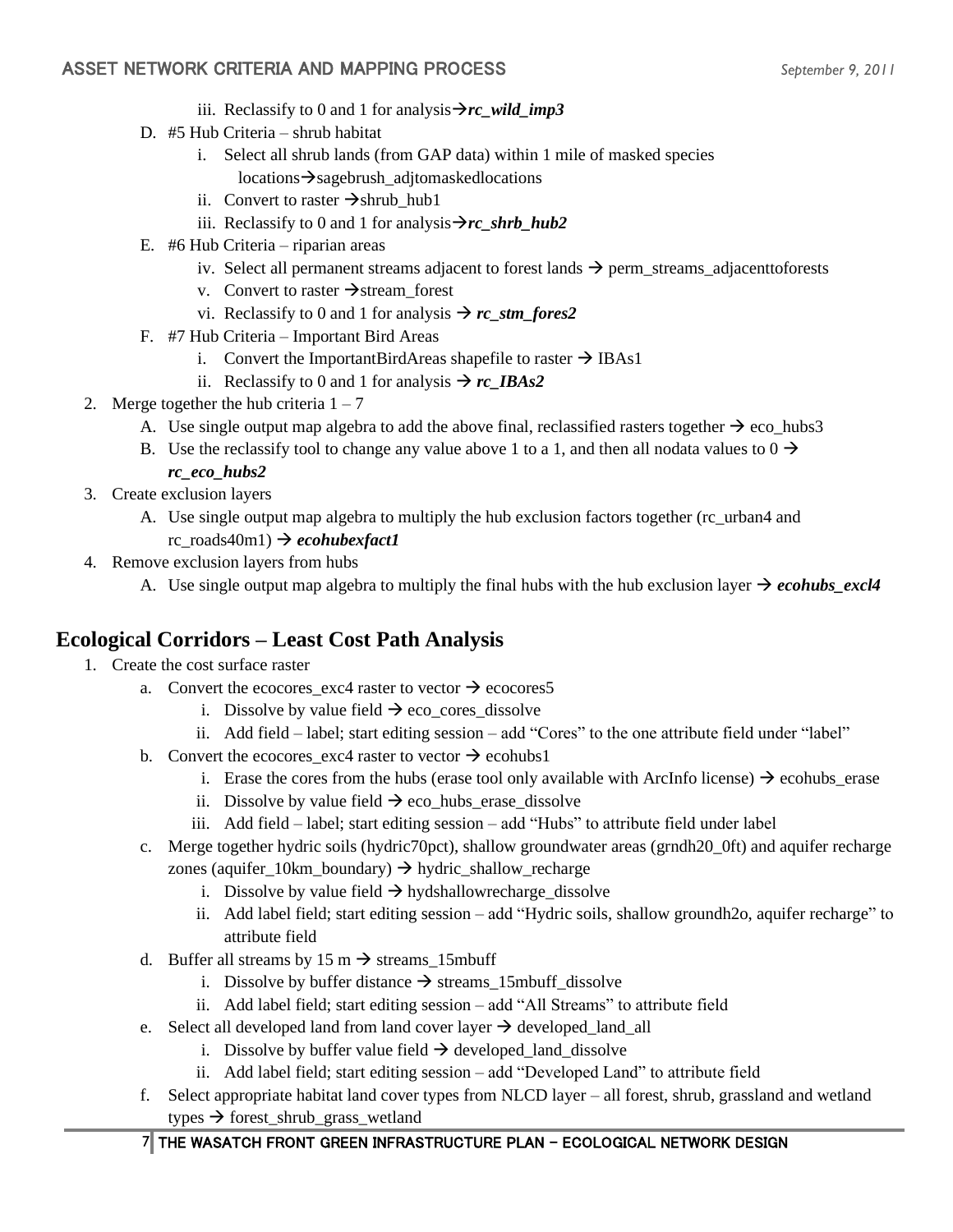iii. Reclassify to 0 and 1 for analysis→***rc_wild_imp3***

D. #5 Hub Criteria – shrub habitat
   i. Select all shrub lands (from GAP data) within 1 mile of masked species locations→sagebrush_adjtomaskedlocations
   ii. Convert to raster →shrub_hub1
   iii. Reclassify to 0 and 1 for analysis→***rc_shrb_hub2***

E. #6 Hub Criteria – riparian areas
   iv. Select all permanent streams adjacent to forest lands → perm_streams_adjacenttoforests
   v. Convert to raster →stream_forest
   vi. Reclassify to 0 and 1 for analysis → ***rc_stm_fores2***

F. #7 Hub Criteria – Important Bird Areas
   i. Convert the ImportantBirdAreas shapefile to raster → IBAs1
   ii. Reclassify to 0 and 1 for analysis → ***rc_IBAs2***

2. Merge together the hub criteria 1 – 7
   A. Use single output map algebra to add the above final, reclassified rasters together → eco_hubs3
   B. Use the reclassify tool to change any value above 1 to a 1, and then all nodata values to 0 → ***rc_eco_hubs2***
3. Create exclusion layers
   A. Use single output map algebra to multiply the hub exclusion factors together (rc_urban4 and rc_roads40m1) → ***ecohubexfact1***
4. Remove exclusion layers from hubs
   A. Use single output map algebra to multiply the final hubs with the hub exclusion layer → ***ecohubs_excl4***

## Ecological Corridors – Least Cost Path Analysis

1. Create the cost surface raster
   a. Convert the ecocores_exc4 raster to vector → ecocores5
      i. Dissolve by value field → eco_cores_dissolve
      ii. Add field – label; start editing session – add "Cores" to the one attribute field under "label"
   b. Convert the ecocores_exc4 raster to vector → ecohubs1
      i. Erase the cores from the hubs (erase tool only available with ArcInfo license) → ecohubs_erase
      ii. Dissolve by value field → eco_hubs_erase_dissolve
      iii. Add field – label; start editing session – add "Hubs" to attribute field under label
   c. Merge together hydric soils (hydric70pct), shallow groundwater areas (grndh20_0ft) and aquifer recharge zones (aquifer_10km_boundary) → hydric_shallow_recharge
      i. Dissolve by value field → hydshallowrecharge_dissolve
      ii. Add label field; start editing session – add "Hydric soils, shallow groundh2o, aquifer recharge" to attribute field
   d. Buffer all streams by 15 m → streams_15mbuff
      i. Dissolve by buffer distance → streams_15mbuff_dissolve
      ii. Add label field; start editing session – add "All Streams" to attribute field
   e. Select all developed land from land cover layer → developed_land_all
      i. Dissolve by buffer value field → developed_land_dissolve
      ii. Add label field; start editing session – add "Developed Land" to attribute field
   f. Select appropriate habitat land cover types from NLCD layer – all forest, shrub, grassland and wetland types → forest_shrub_grass_wetland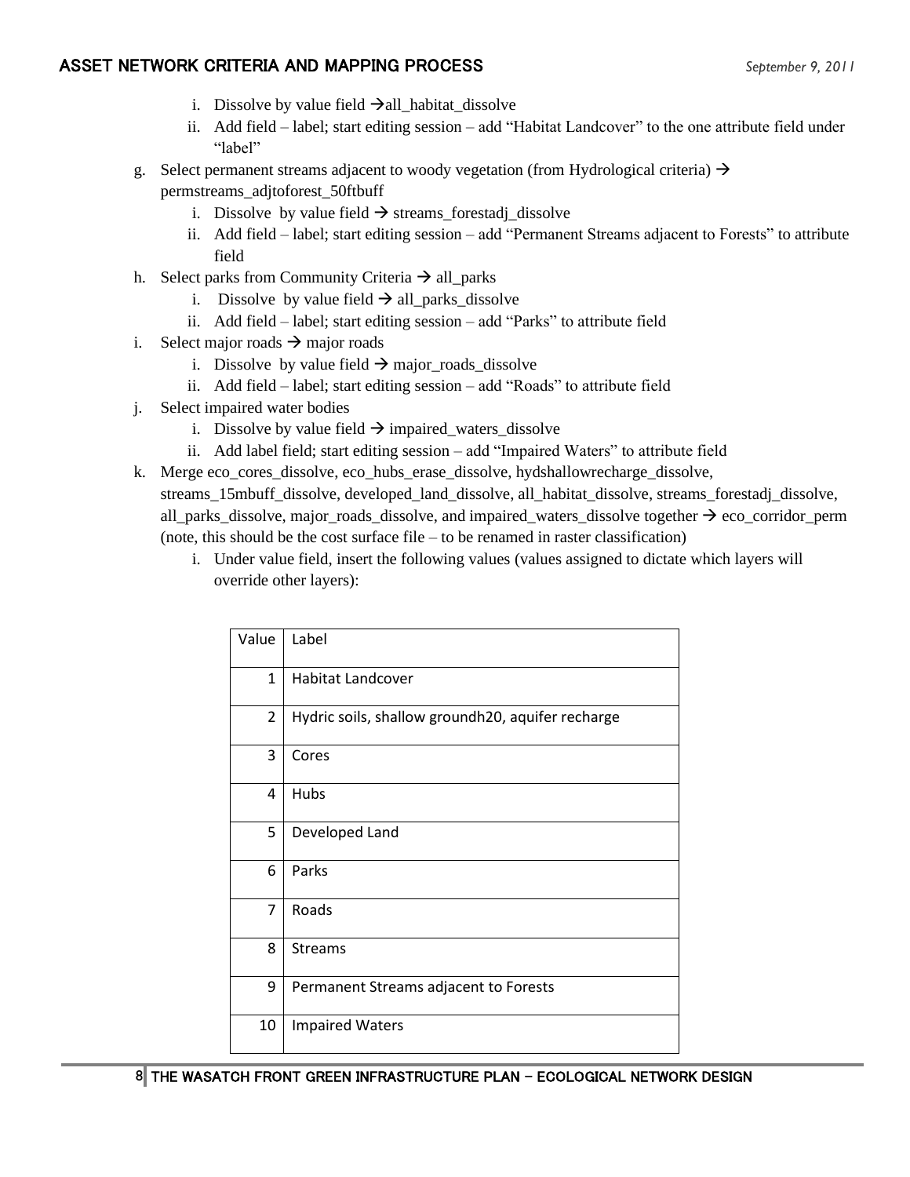i. Dissolve by value field →all_habitat_dissolve
ii. Add field – label; start editing session – add “Habitat Landcover” to the one attribute field under “label”

g. Select permanent streams adjacent to woody vegetation (from Hydrological criteria) → permstreams_adjtoforest_50ftbuff
   i. Dissolve by value field → streams_forestadj_dissolve
   ii. Add field – label; start editing session – add “Permanent Streams adjacent to Forests” to attribute field
h. Select parks from Community Criteria → all_parks
   i. Dissolve by value field → all_parks_dissolve
   ii. Add field – label; start editing session – add “Parks” to attribute field
i. Select major roads → major roads
   i. Dissolve by value field → major_roads_dissolve
   ii. Add field – label; start editing session – add “Roads” to attribute field
j. Select impaired water bodies
   i. Dissolve by value field → impaired_waters_dissolve
   ii. Add label field; start editing session – add “Impaired Waters” to attribute field
k. Merge eco_cores_dissolve, eco_hubs_erase_dissolve, hydshallowrecharge_dissolve, streams_15mbuff_dissolve, developed_land_dissolve, all_habitat_dissolve, streams_forestadj_dissolve, all_parks_dissolve, major_roads_dissolve, and impaired_waters_dissolve together → eco_corridor_perm (note, this should be the cost surface file – to be renamed in raster classification)
   i. Under value field, insert the following values (values assigned to dictate which layers will override other layers):

| Value | Label |
|---|---|
| 1 | Habitat Landcover |
| 2 | Hydric soils, shallow groundh20, aquifer recharge |
| 3 | Cores |
| 4 | Hubs |
| 5 | Developed Land |
| 6 | Parks |
| 7 | Roads |
| 8 | Streams |
| 9 | Permanent Streams adjacent to Forests |
| 10 | Impaired Waters |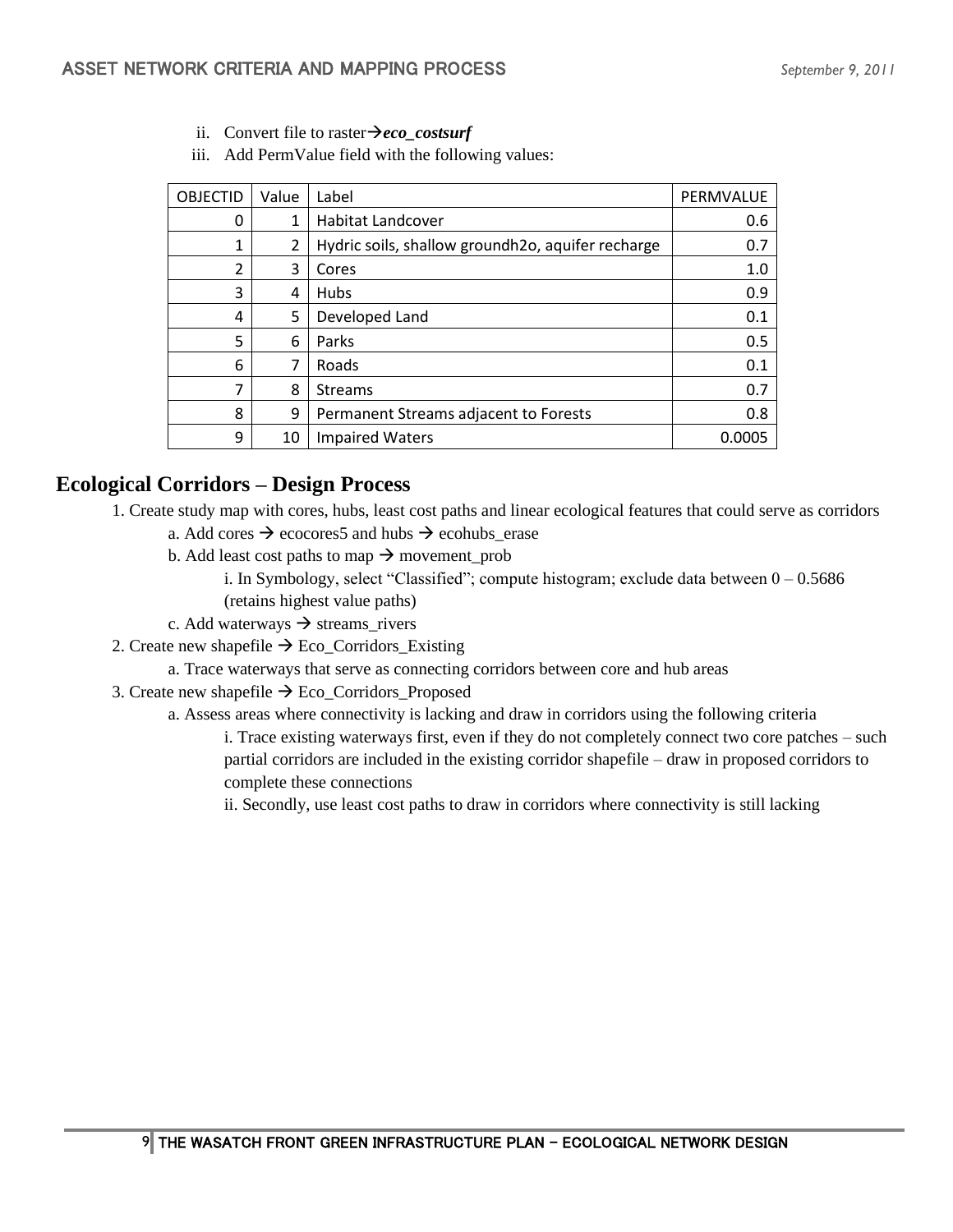ii. Convert file to raster→***eco_costsurf***

iii. Add PermValue field with the following values:

| OBJECTID | Value | Label | PERMVALUE |
| --- | --- | --- | --- |
| 0 | 1 | Habitat Landcover | 0.6 |
| 1 | 2 | Hydric soils, shallow groundh2o, aquifer recharge | 0.7 |
| 2 | 3 | Cores | 1.0 |
| 3 | 4 | Hubs | 0.9 |
| 4 | 5 | Developed Land | 0.1 |
| 5 | 6 | Parks | 0.5 |
| 6 | 7 | Roads | 0.1 |
| 7 | 8 | Streams | 0.7 |
| 8 | 9 | Permanent Streams adjacent to Forests | 0.8 |
| 9 | 10 | Impaired Waters | 0.0005 |

## Ecological Corridors – Design Process

1. Create study map with cores, hubs, least cost paths and linear ecological features that could serve as corridors
   a. Add cores → ecocores5 and hubs → ecohubs_erase
   b. Add least cost paths to map → movement_prob
      i. In Symbology, select "Classified"; compute histogram; exclude data between 0 – 0.5686 (retains highest value paths)
   c. Add waterways → streams_rivers
2. Create new shapefile → Eco_Corridors_Existing
   a. Trace waterways that serve as connecting corridors between core and hub areas
3. Create new shapefile → Eco_Corridors_Proposed
   a. Assess areas where connectivity is lacking and draw in corridors using the following criteria
      i. Trace existing waterways first, even if they do not completely connect two core patches – such partial corridors are included in the existing corridor shapefile – draw in proposed corridors to complete these connections
      ii. Secondly, use least cost paths to draw in corridors where connectivity is still lacking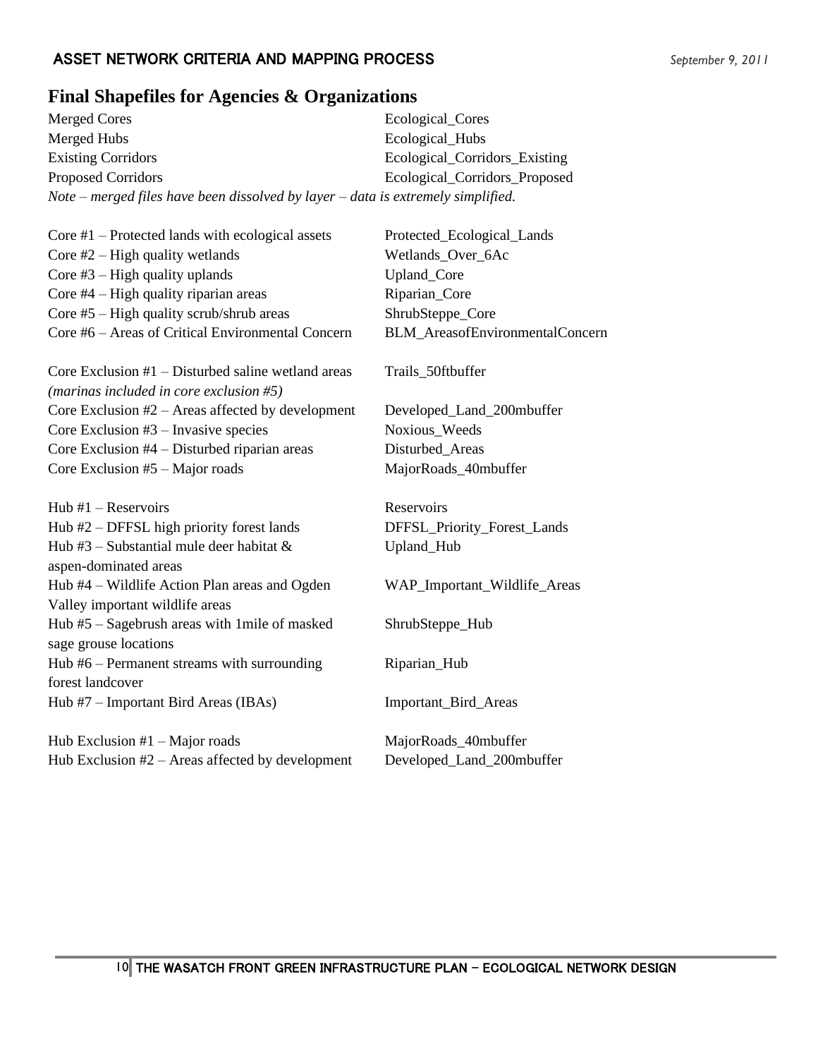## Final Shapefiles for Agencies & Organizations

| | |
|---|---|
| Merged Cores | Ecological_Cores |
| Merged Hubs | Ecological_Hubs |
| Existing Corridors | Ecological_Corridors_Existing |
| Proposed Corridors | Ecological_Corridors_Proposed |

*Note – merged files have been dissolved by layer – data is extremely simplified.*

| | |
|---|---|
| Core #1 – Protected lands with ecological assets | Protected_Ecological_Lands |
| Core #2 – High quality wetlands | Wetlands_Over_6Ac |
| Core #3 – High quality uplands | Upland_Core |
| Core #4 – High quality riparian areas | Riparian_Core |
| Core #5 – High quality scrub/shrub areas | ShrubSteppe_Core |
| Core #6 – Areas of Critical Environmental Concern | BLM_AreasofEnvironmentalConcern |
| Core Exclusion #1 – Disturbed saline wetland areas *(marinas included in core exclusion #5)* | Trails_50ftbuffer |
| Core Exclusion #2 – Areas affected by development | Developed_Land_200mbuffer |
| Core Exclusion #3 – Invasive species | Noxious_Weeds |
| Core Exclusion #4 – Disturbed riparian areas | Disturbed_Areas |
| Core Exclusion #5 – Major roads | MajorRoads_40mbuffer |
| Hub #1 – Reservoirs | Reservoirs |
| Hub #2 – DFFSL high priority forest lands | DFFSL_Priority_Forest_Lands |
| Hub #3 – Substantial mule deer habitat & aspen-dominated areas | Upland_Hub |
| Hub #4 – Wildlife Action Plan areas and Ogden Valley important wildlife areas | WAP_Important_Wildlife_Areas |
| Hub #5 – Sagebrush areas with 1mile of masked sage grouse locations | ShrubSteppe_Hub |
| Hub #6 – Permanent streams with surrounding forest landcover | Riparian_Hub |
| Hub #7 – Important Bird Areas (IBAs) | Important_Bird_Areas |
| Hub Exclusion #1 – Major roads | MajorRoads_40mbuffer |
| Hub Exclusion #2 – Areas affected by development | Developed_Land_200mbuffer |